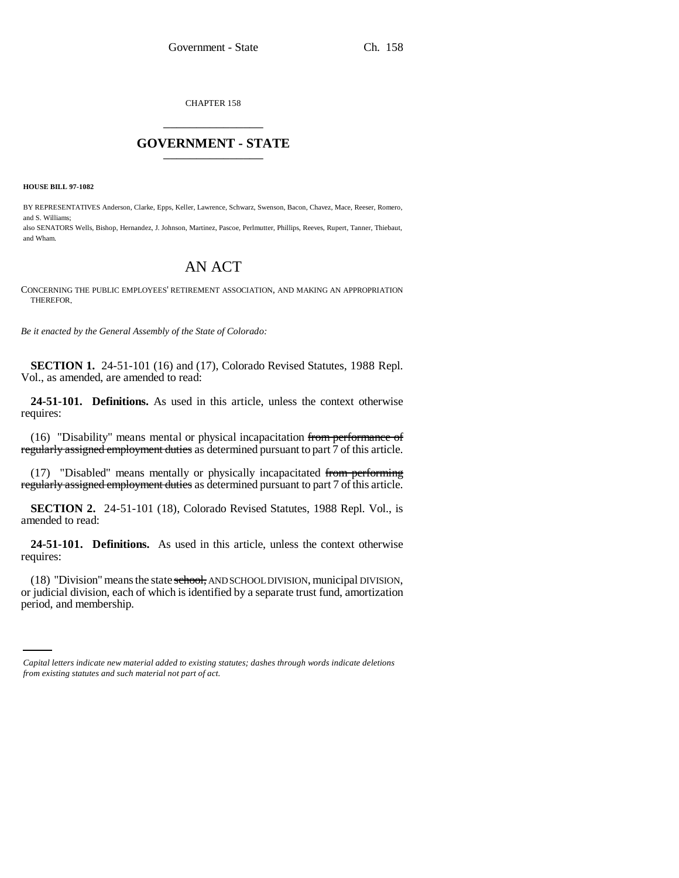CHAPTER 158

# GOVERNMENT - STATE

**HOUSE BILL 97-1082**

BY REPRESENTATIVES Anderson, Clarke, Epps, Keller, Lawrence, Schwarz, Swenson, Bacon, Chavez, Mace, Reeser, Romero, and S. Williams;
also SENATORS Wells, Bishop, Hernandez, J. Johnson, Martinez, Pascoe, Perlmutter, Phillips, Reeves, Rupert, Tanner, Thiebaut, and Wham.

# AN ACT

CONCERNING THE PUBLIC EMPLOYEES' RETIREMENT ASSOCIATION, AND MAKING AN APPROPRIATION THEREFOR.

*Be it enacted by the General Assembly of the State of Colorado:*

**SECTION 1.** 24-51-101 (16) and (17), Colorado Revised Statutes, 1988 Repl. Vol., as amended, are amended to read:

**24-51-101. Definitions.** As used in this article, unless the context otherwise requires:

(16) "Disability" means mental or physical incapacitation ~~from performance of regularly assigned employment duties~~ as determined pursuant to part 7 of this article.

(17) "Disabled" means mentally or physically incapacitated ~~from performing regularly assigned employment duties~~ as determined pursuant to part 7 of this article.

**SECTION 2.** 24-51-101 (18), Colorado Revised Statutes, 1988 Repl. Vol., is amended to read:

**24-51-101. Definitions.** As used in this article, unless the context otherwise requires:

(18) "Division" means the state ~~school,~~ AND SCHOOL DIVISION, municipal DIVISION, or judicial division, each of which is identified by a separate trust fund, amortization period, and membership.

*Capital letters indicate new material added to existing statutes; dashes through words indicate deletions from existing statutes and such material not part of act.*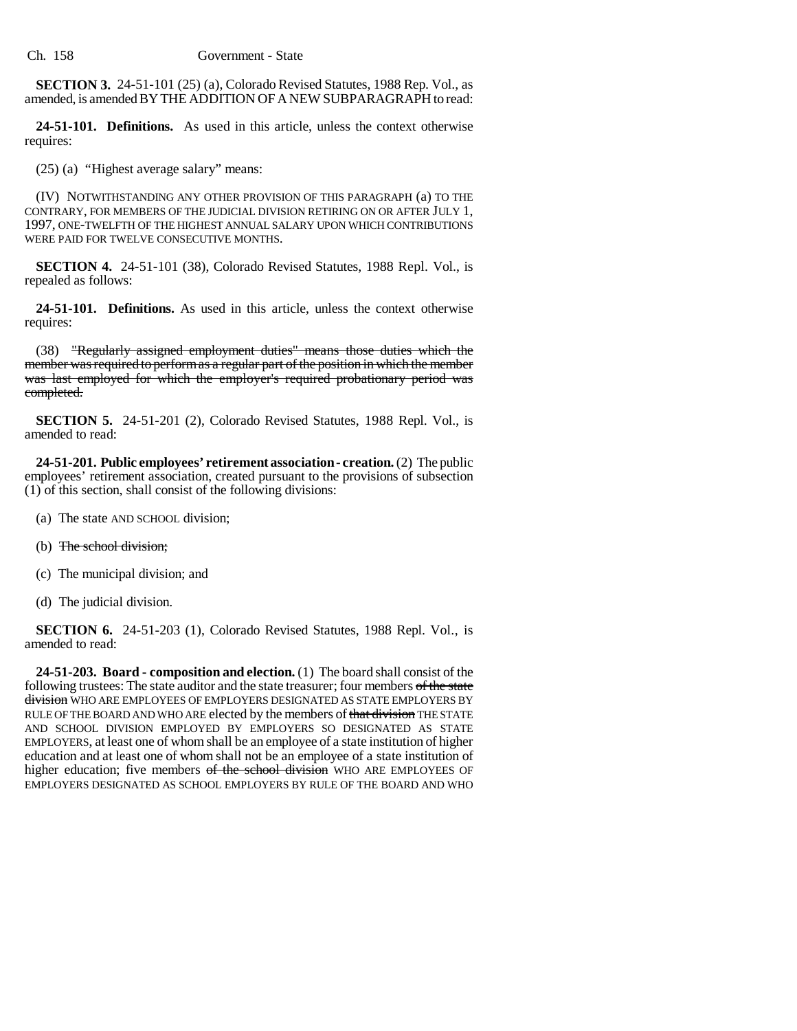**SECTION 3.** 24-51-101 (25) (a), Colorado Revised Statutes, 1988 Rep. Vol., as amended, is amended BY THE ADDITION OF A NEW SUBPARAGRAPH to read:

**24-51-101. Definitions.** As used in this article, unless the context otherwise requires:

(25) (a) "Highest average salary" means:

(IV) NOTWITHSTANDING ANY OTHER PROVISION OF THIS PARAGRAPH (a) TO THE CONTRARY, FOR MEMBERS OF THE JUDICIAL DIVISION RETIRING ON OR AFTER JULY 1, 1997, ONE-TWELFTH OF THE HIGHEST ANNUAL SALARY UPON WHICH CONTRIBUTIONS WERE PAID FOR TWELVE CONSECUTIVE MONTHS.

**SECTION 4.** 24-51-101 (38), Colorado Revised Statutes, 1988 Repl. Vol., is repealed as follows:

**24-51-101. Definitions.** As used in this article, unless the context otherwise requires:

(38) ~~"Regularly assigned employment duties" means those duties which the member was required to perform as a regular part of the position in which the member was last employed for which the employer's required probationary period was completed.~~

**SECTION 5.** 24-51-201 (2), Colorado Revised Statutes, 1988 Repl. Vol., is amended to read:

**24-51-201. Public employees' retirement association - creation.** (2) The public employees' retirement association, created pursuant to the provisions of subsection (1) of this section, shall consist of the following divisions:

(a) The state AND SCHOOL division;

(b) ~~The school division;~~

(c) The municipal division; and

(d) The judicial division.

**SECTION 6.** 24-51-203 (1), Colorado Revised Statutes, 1988 Repl. Vol., is amended to read:

**24-51-203. Board - composition and election.** (1) The board shall consist of the following trustees: The state auditor and the state treasurer; four members ~~of the state division~~ WHO ARE EMPLOYEES OF EMPLOYERS DESIGNATED AS STATE EMPLOYERS BY RULE OF THE BOARD AND WHO ARE elected by the members of ~~that division~~ THE STATE AND SCHOOL DIVISION EMPLOYED BY EMPLOYERS SO DESIGNATED AS STATE EMPLOYERS, at least one of whom shall be an employee of a state institution of higher education and at least one of whom shall not be an employee of a state institution of higher education; five members ~~of the school division~~ WHO ARE EMPLOYEES OF EMPLOYERS DESIGNATED AS SCHOOL EMPLOYERS BY RULE OF THE BOARD AND WHO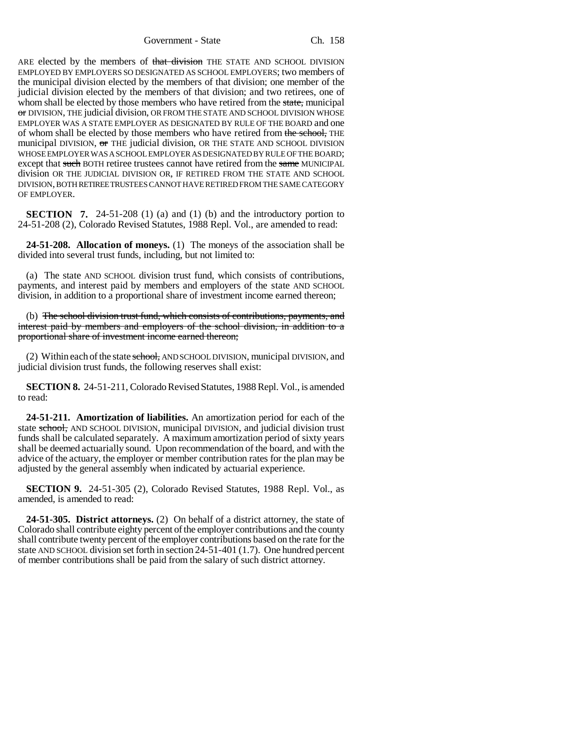ARE elected by the members of ~~that division~~ THE STATE AND SCHOOL DIVISION EMPLOYED BY EMPLOYERS SO DESIGNATED AS SCHOOL EMPLOYERS; two members of the municipal division elected by the members of that division; one member of the judicial division elected by the members of that division; and two retirees, one of whom shall be elected by those members who have retired from the ~~state,~~ municipal ~~or~~ DIVISION, THE judicial division, OR FROM THE STATE AND SCHOOL DIVISION WHOSE EMPLOYER WAS A STATE EMPLOYER AS DESIGNATED BY RULE OF THE BOARD and one of whom shall be elected by those members who have retired from ~~the school,~~ THE municipal DIVISION, ~~or~~ THE judicial division, OR THE STATE AND SCHOOL DIVISION WHOSE EMPLOYER WAS A SCHOOL EMPLOYER AS DESIGNATED BY RULE OF THE BOARD; except that ~~such~~ BOTH retiree trustees cannot have retired from the ~~same~~ MUNICIPAL division OR THE JUDICIAL DIVISION OR, IF RETIRED FROM THE STATE AND SCHOOL DIVISION, BOTH RETIREE TRUSTEES CANNOT HAVE RETIRED FROM THE SAME CATEGORY OF EMPLOYER.

**SECTION 7.** 24-51-208 (1) (a) and (1) (b) and the introductory portion to 24-51-208 (2), Colorado Revised Statutes, 1988 Repl. Vol., are amended to read:

**24-51-208. Allocation of moneys.** (1) The moneys of the association shall be divided into several trust funds, including, but not limited to:

(a) The state AND SCHOOL division trust fund, which consists of contributions, payments, and interest paid by members and employers of the state AND SCHOOL division, in addition to a proportional share of investment income earned thereon;

(b) ~~The school division trust fund, which consists of contributions, payments, and interest paid by members and employers of the school division, in addition to a proportional share of investment income earned thereon;~~

(2) Within each of the state ~~school,~~ AND SCHOOL DIVISION, municipal DIVISION, and judicial division trust funds, the following reserves shall exist:

**SECTION 8.** 24-51-211, Colorado Revised Statutes, 1988 Repl. Vol., is amended to read:

**24-51-211. Amortization of liabilities.** An amortization period for each of the state ~~school,~~ AND SCHOOL DIVISION, municipal DIVISION, and judicial division trust funds shall be calculated separately. A maximum amortization period of sixty years shall be deemed actuarially sound. Upon recommendation of the board, and with the advice of the actuary, the employer or member contribution rates for the plan may be adjusted by the general assembly when indicated by actuarial experience.

**SECTION 9.** 24-51-305 (2), Colorado Revised Statutes, 1988 Repl. Vol., as amended, is amended to read:

**24-51-305. District attorneys.** (2) On behalf of a district attorney, the state of Colorado shall contribute eighty percent of the employer contributions and the county shall contribute twenty percent of the employer contributions based on the rate for the state AND SCHOOL division set forth in section 24-51-401 (1.7). One hundred percent of member contributions shall be paid from the salary of such district attorney.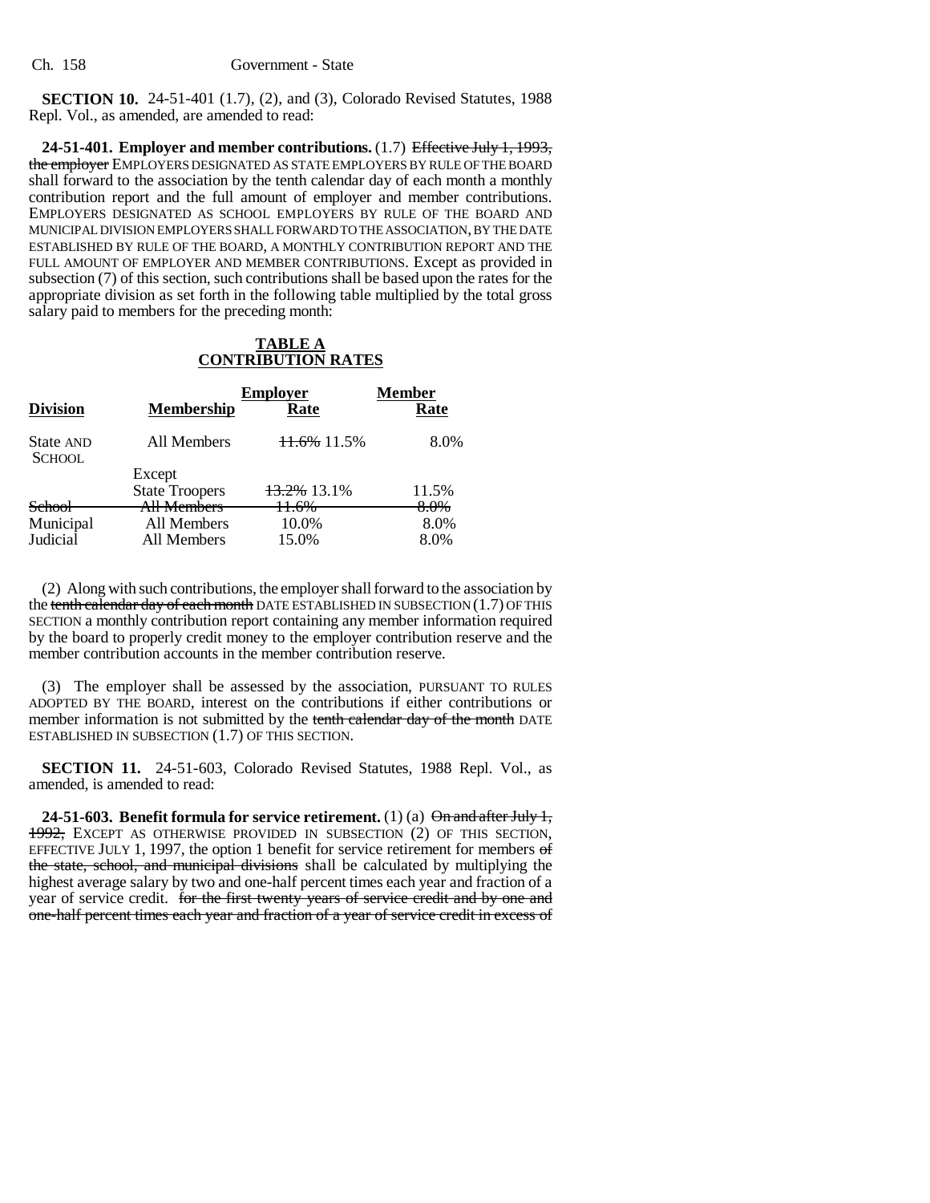**SECTION 10.** 24-51-401 (1.7), (2), and (3), Colorado Revised Statutes, 1988 Repl. Vol., as amended, are amended to read:

**24-51-401. Employer and member contributions.** (1.7) ~~Effective July 1, 1993, the employer~~ EMPLOYERS DESIGNATED AS STATE EMPLOYERS BY RULE OF THE BOARD shall forward to the association by the tenth calendar day of each month a monthly contribution report and the full amount of employer and member contributions. EMPLOYERS DESIGNATED AS SCHOOL EMPLOYERS BY RULE OF THE BOARD AND MUNICIPAL DIVISION EMPLOYERS SHALL FORWARD TO THE ASSOCIATION, BY THE DATE ESTABLISHED BY RULE OF THE BOARD, A MONTHLY CONTRIBUTION REPORT AND THE FULL AMOUNT OF EMPLOYER AND MEMBER CONTRIBUTIONS. Except as provided in subsection (7) of this section, such contributions shall be based upon the rates for the appropriate division as set forth in the following table multiplied by the total gross salary paid to members for the preceding month:

**TABLE A**
**CONTRIBUTION RATES**

| Division | Membership | Employer Rate | Member Rate |
|---|---|---|---|
| State AND SCHOOL | All Members | ~~11.6%~~ 11.5% | 8.0% |
| | Except State Troopers | ~~13.2%~~ 13.1% | 11.5% |
| ~~School~~ | ~~All Members~~ | ~~11.6%~~ | ~~8.0%~~ |
| Municipal | All Members | 10.0% | 8.0% |
| Judicial | All Members | 15.0% | 8.0% |

(2) Along with such contributions, the employer shall forward to the association by the ~~tenth calendar day of each month~~ DATE ESTABLISHED IN SUBSECTION (1.7) OF THIS SECTION a monthly contribution report containing any member information required by the board to properly credit money to the employer contribution reserve and the member contribution accounts in the member contribution reserve.

(3) The employer shall be assessed by the association, PURSUANT TO RULES ADOPTED BY THE BOARD, interest on the contributions if either contributions or member information is not submitted by the ~~tenth calendar day of the month~~ DATE ESTABLISHED IN SUBSECTION (1.7) OF THIS SECTION.

**SECTION 11.** 24-51-603, Colorado Revised Statutes, 1988 Repl. Vol., as amended, is amended to read:

**24-51-603. Benefit formula for service retirement.** (1) (a) ~~On and after July 1, 1992,~~ EXCEPT AS OTHERWISE PROVIDED IN SUBSECTION (2) OF THIS SECTION, EFFECTIVE JULY 1, 1997, the option 1 benefit for service retirement for members ~~of the state, school, and municipal divisions~~ shall be calculated by multiplying the highest average salary by two and one-half percent times each year and fraction of a year of service credit. ~~for the first twenty years of service credit and by one and one-half percent times each year and fraction of a year of service credit in excess of~~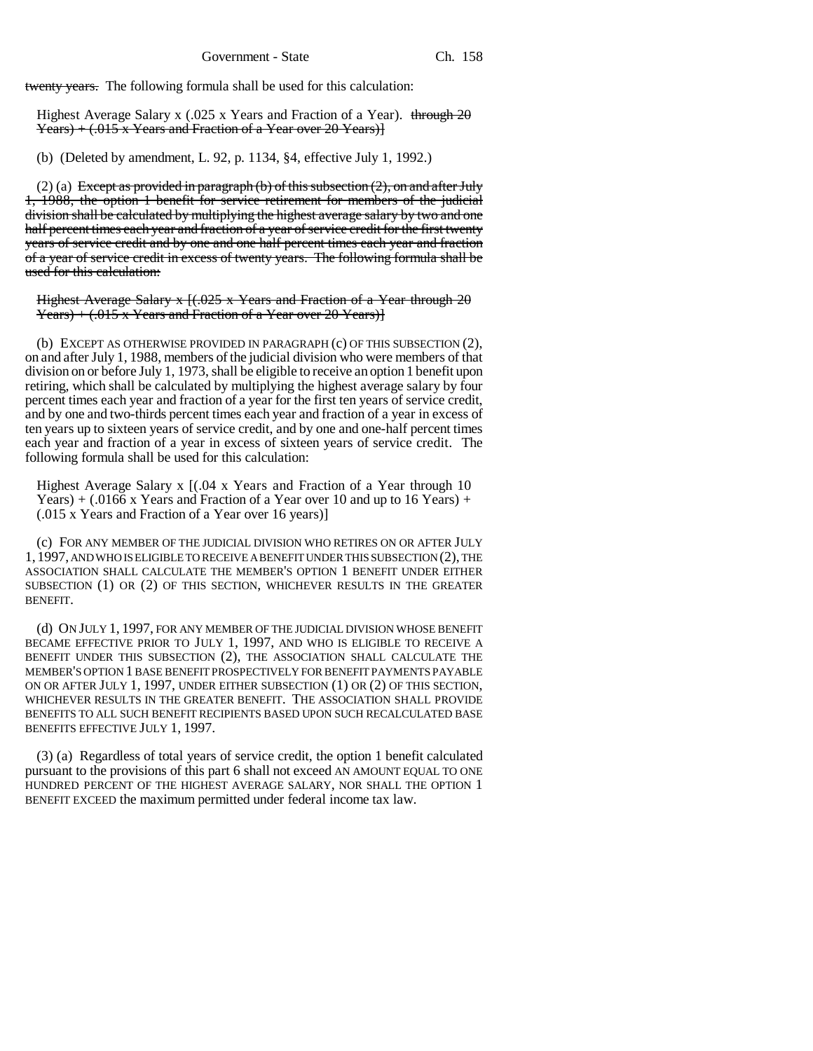twenty years. The following formula shall be used for this calculation:

Highest Average Salary x (.025 x Years and Fraction of a Year). through 20 Years) + (.015 x Years and Fraction of a Year over 20 Years)]

(b) (Deleted by amendment, L. 92, p. 1134, §4, effective July 1, 1992.)

(2) (a) Except as provided in paragraph (b) of this subsection (2), on and after July 1, 1988, the option 1 benefit for service retirement for members of the judicial division shall be calculated by multiplying the highest average salary by two and one half percent times each year and fraction of a year of service credit for the first twenty years of service credit and by one and one half percent times each year and fraction of a year of service credit in excess of twenty years. The following formula shall be used for this calculation:

Highest Average Salary x [(.025 x Years and Fraction of a Year through 20 Years) + (.015 x Years and Fraction of a Year over 20 Years)]

(b) EXCEPT AS OTHERWISE PROVIDED IN PARAGRAPH (c) OF THIS SUBSECTION (2), on and after July 1, 1988, members of the judicial division who were members of that division on or before July 1, 1973, shall be eligible to receive an option 1 benefit upon retiring, which shall be calculated by multiplying the highest average salary by four percent times each year and fraction of a year for the first ten years of service credit, and by one and two-thirds percent times each year and fraction of a year in excess of ten years up to sixteen years of service credit, and by one and one-half percent times each year and fraction of a year in excess of sixteen years of service credit. The following formula shall be used for this calculation:

Highest Average Salary x [(.04 x Years and Fraction of a Year through 10 Years) + (.0166 x Years and Fraction of a Year over 10 and up to 16 Years) + (.015 x Years and Fraction of a Year over 16 years)]

(c) FOR ANY MEMBER OF THE JUDICIAL DIVISION WHO RETIRES ON OR AFTER JULY 1, 1997, AND WHO IS ELIGIBLE TO RECEIVE A BENEFIT UNDER THIS SUBSECTION (2), THE ASSOCIATION SHALL CALCULATE THE MEMBER'S OPTION 1 BENEFIT UNDER EITHER SUBSECTION (1) OR (2) OF THIS SECTION, WHICHEVER RESULTS IN THE GREATER BENEFIT.

(d) ON JULY 1, 1997, FOR ANY MEMBER OF THE JUDICIAL DIVISION WHOSE BENEFIT BECAME EFFECTIVE PRIOR TO JULY 1, 1997, AND WHO IS ELIGIBLE TO RECEIVE A BENEFIT UNDER THIS SUBSECTION (2), THE ASSOCIATION SHALL CALCULATE THE MEMBER'S OPTION 1 BASE BENEFIT PROSPECTIVELY FOR BENEFIT PAYMENTS PAYABLE ON OR AFTER JULY 1, 1997, UNDER EITHER SUBSECTION (1) OR (2) OF THIS SECTION, WHICHEVER RESULTS IN THE GREATER BENEFIT. THE ASSOCIATION SHALL PROVIDE BENEFITS TO ALL SUCH BENEFIT RECIPIENTS BASED UPON SUCH RECALCULATED BASE BENEFITS EFFECTIVE JULY 1, 1997.

(3) (a) Regardless of total years of service credit, the option 1 benefit calculated pursuant to the provisions of this part 6 shall not exceed AN AMOUNT EQUAL TO ONE HUNDRED PERCENT OF THE HIGHEST AVERAGE SALARY, NOR SHALL THE OPTION 1 BENEFIT EXCEED the maximum permitted under federal income tax law.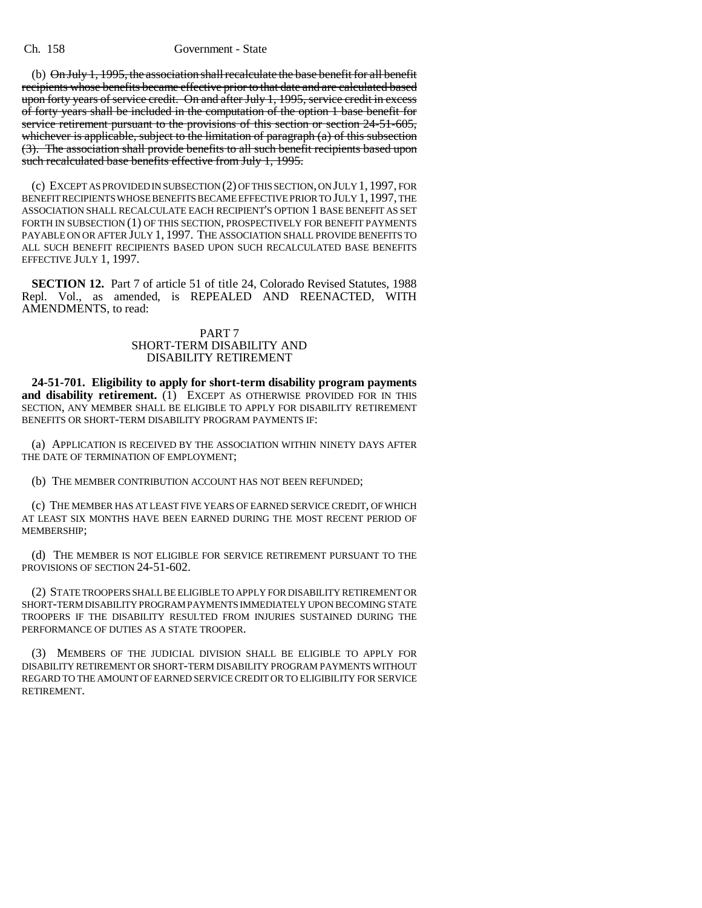(b) ~~On July 1, 1995, the association shall recalculate the base benefit for all benefit recipients whose benefits became effective prior to that date and are calculated based upon forty years of service credit. On and after July 1, 1995, service credit in excess of forty years shall be included in the computation of the option 1 base benefit for service retirement pursuant to the provisions of this section or section 24-51-605, whichever is applicable, subject to the limitation of paragraph (a) of this subsection (3). The association shall provide benefits to all such benefit recipients based upon such recalculated base benefits effective from July 1, 1995.~~

(c) EXCEPT AS PROVIDED IN SUBSECTION (2) OF THIS SECTION, ON JULY 1, 1997, FOR BENEFIT RECIPIENTS WHOSE BENEFITS BECAME EFFECTIVE PRIOR TO JULY 1, 1997, THE ASSOCIATION SHALL RECALCULATE EACH RECIPIENT'S OPTION 1 BASE BENEFIT AS SET FORTH IN SUBSECTION (1) OF THIS SECTION, PROSPECTIVELY FOR BENEFIT PAYMENTS PAYABLE ON OR AFTER JULY 1, 1997. THE ASSOCIATION SHALL PROVIDE BENEFITS TO ALL SUCH BENEFIT RECIPIENTS BASED UPON SUCH RECALCULATED BASE BENEFITS EFFECTIVE JULY 1, 1997.

**SECTION 12.** Part 7 of article 51 of title 24, Colorado Revised Statutes, 1988 Repl. Vol., as amended, is REPEALED AND REENACTED, WITH AMENDMENTS, to read:

PART 7
SHORT-TERM DISABILITY AND
DISABILITY RETIREMENT

**24-51-701. Eligibility to apply for short-term disability program payments and disability retirement.** (1) EXCEPT AS OTHERWISE PROVIDED FOR IN THIS SECTION, ANY MEMBER SHALL BE ELIGIBLE TO APPLY FOR DISABILITY RETIREMENT BENEFITS OR SHORT-TERM DISABILITY PROGRAM PAYMENTS IF:

(a) APPLICATION IS RECEIVED BY THE ASSOCIATION WITHIN NINETY DAYS AFTER THE DATE OF TERMINATION OF EMPLOYMENT;

(b) THE MEMBER CONTRIBUTION ACCOUNT HAS NOT BEEN REFUNDED;

(c) THE MEMBER HAS AT LEAST FIVE YEARS OF EARNED SERVICE CREDIT, OF WHICH AT LEAST SIX MONTHS HAVE BEEN EARNED DURING THE MOST RECENT PERIOD OF MEMBERSHIP;

(d) THE MEMBER IS NOT ELIGIBLE FOR SERVICE RETIREMENT PURSUANT TO THE PROVISIONS OF SECTION 24-51-602.

(2) STATE TROOPERS SHALL BE ELIGIBLE TO APPLY FOR DISABILITY RETIREMENT OR SHORT-TERM DISABILITY PROGRAM PAYMENTS IMMEDIATELY UPON BECOMING STATE TROOPERS IF THE DISABILITY RESULTED FROM INJURIES SUSTAINED DURING THE PERFORMANCE OF DUTIES AS A STATE TROOPER.

(3) MEMBERS OF THE JUDICIAL DIVISION SHALL BE ELIGIBLE TO APPLY FOR DISABILITY RETIREMENT OR SHORT-TERM DISABILITY PROGRAM PAYMENTS WITHOUT REGARD TO THE AMOUNT OF EARNED SERVICE CREDIT OR TO ELIGIBILITY FOR SERVICE RETIREMENT.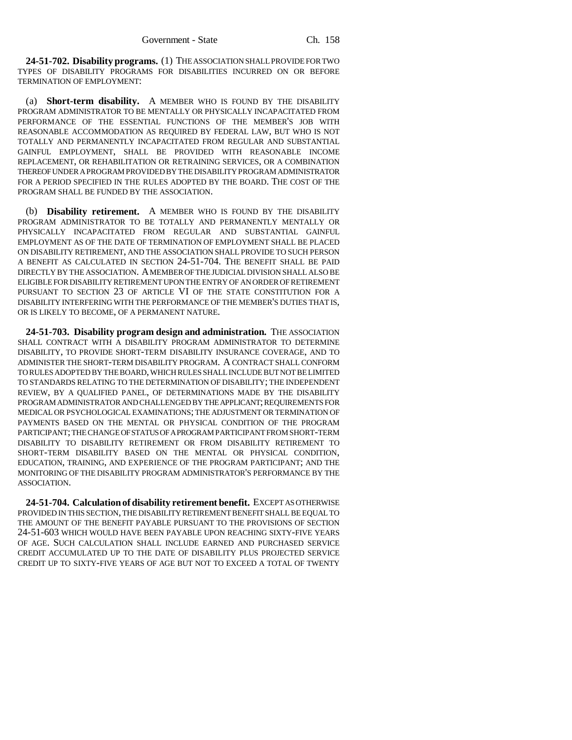**24-51-702. Disability programs.** (1) THE ASSOCIATION SHALL PROVIDE FOR TWO TYPES OF DISABILITY PROGRAMS FOR DISABILITIES INCURRED ON OR BEFORE TERMINATION OF EMPLOYMENT:

(a) **Short-term disability.** A MEMBER WHO IS FOUND BY THE DISABILITY PROGRAM ADMINISTRATOR TO BE MENTALLY OR PHYSICALLY INCAPACITATED FROM PERFORMANCE OF THE ESSENTIAL FUNCTIONS OF THE MEMBER'S JOB WITH REASONABLE ACCOMMODATION AS REQUIRED BY FEDERAL LAW, BUT WHO IS NOT TOTALLY AND PERMANENTLY INCAPACITATED FROM REGULAR AND SUBSTANTIAL GAINFUL EMPLOYMENT, SHALL BE PROVIDED WITH REASONABLE INCOME REPLACEMENT, OR REHABILITATION OR RETRAINING SERVICES, OR A COMBINATION THEREOF UNDER A PROGRAM PROVIDED BY THE DISABILITY PROGRAM ADMINISTRATOR FOR A PERIOD SPECIFIED IN THE RULES ADOPTED BY THE BOARD. THE COST OF THE PROGRAM SHALL BE FUNDED BY THE ASSOCIATION.

(b) **Disability retirement.** A MEMBER WHO IS FOUND BY THE DISABILITY PROGRAM ADMINISTRATOR TO BE TOTALLY AND PERMANENTLY MENTALLY OR PHYSICALLY INCAPACITATED FROM REGULAR AND SUBSTANTIAL GAINFUL EMPLOYMENT AS OF THE DATE OF TERMINATION OF EMPLOYMENT SHALL BE PLACED ON DISABILITY RETIREMENT, AND THE ASSOCIATION SHALL PROVIDE TO SUCH PERSON A BENEFIT AS CALCULATED IN SECTION 24-51-704. THE BENEFIT SHALL BE PAID DIRECTLY BY THE ASSOCIATION. A MEMBER OF THE JUDICIAL DIVISION SHALL ALSO BE ELIGIBLE FOR DISABILITY RETIREMENT UPON THE ENTRY OF AN ORDER OF RETIREMENT PURSUANT TO SECTION 23 OF ARTICLE VI OF THE STATE CONSTITUTION FOR A DISABILITY INTERFERING WITH THE PERFORMANCE OF THE MEMBER'S DUTIES THAT IS, OR IS LIKELY TO BECOME, OF A PERMANENT NATURE.

**24-51-703. Disability program design and administration.** THE ASSOCIATION SHALL CONTRACT WITH A DISABILITY PROGRAM ADMINISTRATOR TO DETERMINE DISABILITY, TO PROVIDE SHORT-TERM DISABILITY INSURANCE COVERAGE, AND TO ADMINISTER THE SHORT-TERM DISABILITY PROGRAM. A CONTRACT SHALL CONFORM TO RULES ADOPTED BY THE BOARD, WHICH RULES SHALL INCLUDE BUT NOT BE LIMITED TO STANDARDS RELATING TO THE DETERMINATION OF DISABILITY; THE INDEPENDENT REVIEW, BY A QUALIFIED PANEL, OF DETERMINATIONS MADE BY THE DISABILITY PROGRAM ADMINISTRATOR AND CHALLENGED BY THE APPLICANT; REQUIREMENTS FOR MEDICAL OR PSYCHOLOGICAL EXAMINATIONS; THE ADJUSTMENT OR TERMINATION OF PAYMENTS BASED ON THE MENTAL OR PHYSICAL CONDITION OF THE PROGRAM PARTICIPANT; THE CHANGE OF STATUS OF A PROGRAM PARTICIPANT FROM SHORT-TERM DISABILITY TO DISABILITY RETIREMENT OR FROM DISABILITY RETIREMENT TO SHORT-TERM DISABILITY BASED ON THE MENTAL OR PHYSICAL CONDITION, EDUCATION, TRAINING, AND EXPERIENCE OF THE PROGRAM PARTICIPANT; AND THE MONITORING OF THE DISABILITY PROGRAM ADMINISTRATOR'S PERFORMANCE BY THE ASSOCIATION.

**24-51-704. Calculation of disability retirement benefit.** EXCEPT AS OTHERWISE PROVIDED IN THIS SECTION, THE DISABILITY RETIREMENT BENEFIT SHALL BE EQUAL TO THE AMOUNT OF THE BENEFIT PAYABLE PURSUANT TO THE PROVISIONS OF SECTION 24-51-603 WHICH WOULD HAVE BEEN PAYABLE UPON REACHING SIXTY-FIVE YEARS OF AGE. SUCH CALCULATION SHALL INCLUDE EARNED AND PURCHASED SERVICE CREDIT ACCUMULATED UP TO THE DATE OF DISABILITY PLUS PROJECTED SERVICE CREDIT UP TO SIXTY-FIVE YEARS OF AGE BUT NOT TO EXCEED A TOTAL OF TWENTY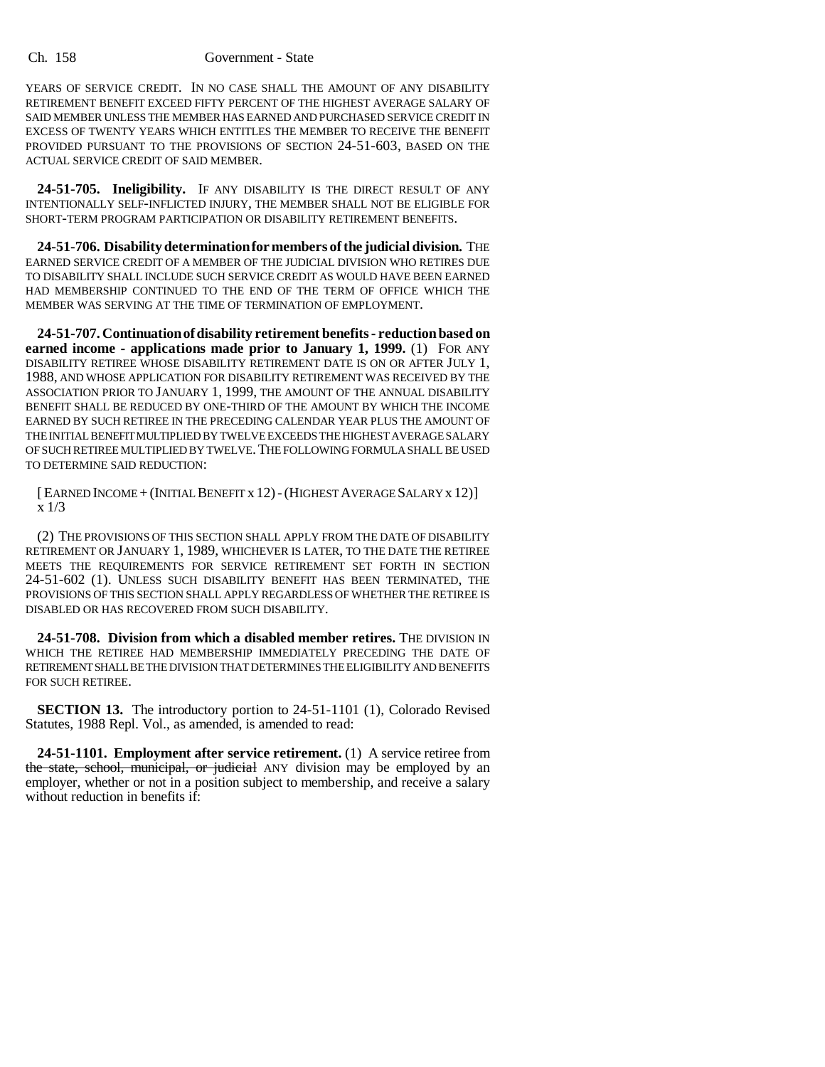YEARS OF SERVICE CREDIT. IN NO CASE SHALL THE AMOUNT OF ANY DISABILITY RETIREMENT BENEFIT EXCEED FIFTY PERCENT OF THE HIGHEST AVERAGE SALARY OF SAID MEMBER UNLESS THE MEMBER HAS EARNED AND PURCHASED SERVICE CREDIT IN EXCESS OF TWENTY YEARS WHICH ENTITLES THE MEMBER TO RECEIVE THE BENEFIT PROVIDED PURSUANT TO THE PROVISIONS OF SECTION 24-51-603, BASED ON THE ACTUAL SERVICE CREDIT OF SAID MEMBER.

**24-51-705. Ineligibility.** IF ANY DISABILITY IS THE DIRECT RESULT OF ANY INTENTIONALLY SELF-INFLICTED INJURY, THE MEMBER SHALL NOT BE ELIGIBLE FOR SHORT-TERM PROGRAM PARTICIPATION OR DISABILITY RETIREMENT BENEFITS.

**24-51-706. Disability determination for members of the judicial division.** THE EARNED SERVICE CREDIT OF A MEMBER OF THE JUDICIAL DIVISION WHO RETIRES DUE TO DISABILITY SHALL INCLUDE SUCH SERVICE CREDIT AS WOULD HAVE BEEN EARNED HAD MEMBERSHIP CONTINUED TO THE END OF THE TERM OF OFFICE WHICH THE MEMBER WAS SERVING AT THE TIME OF TERMINATION OF EMPLOYMENT.

**24-51-707. Continuation of disability retirement benefits - reduction based on earned income - applications made prior to January 1, 1999.** (1) FOR ANY DISABILITY RETIREE WHOSE DISABILITY RETIREMENT DATE IS ON OR AFTER JULY 1, 1988, AND WHOSE APPLICATION FOR DISABILITY RETIREMENT WAS RECEIVED BY THE ASSOCIATION PRIOR TO JANUARY 1, 1999, THE AMOUNT OF THE ANNUAL DISABILITY BENEFIT SHALL BE REDUCED BY ONE-THIRD OF THE AMOUNT BY WHICH THE INCOME EARNED BY SUCH RETIREE IN THE PRECEDING CALENDAR YEAR PLUS THE AMOUNT OF THE INITIAL BENEFIT MULTIPLIED BY TWELVE EXCEEDS THE HIGHEST AVERAGE SALARY OF SUCH RETIREE MULTIPLIED BY TWELVE. THE FOLLOWING FORMULA SHALL BE USED TO DETERMINE SAID REDUCTION:

[ EARNED INCOME + (INITIAL BENEFIT x 12) - (HIGHEST AVERAGE SALARY x 12)] x 1/3

(2) THE PROVISIONS OF THIS SECTION SHALL APPLY FROM THE DATE OF DISABILITY RETIREMENT OR JANUARY 1, 1989, WHICHEVER IS LATER, TO THE DATE THE RETIREE MEETS THE REQUIREMENTS FOR SERVICE RETIREMENT SET FORTH IN SECTION 24-51-602 (1). UNLESS SUCH DISABILITY BENEFIT HAS BEEN TERMINATED, THE PROVISIONS OF THIS SECTION SHALL APPLY REGARDLESS OF WHETHER THE RETIREE IS DISABLED OR HAS RECOVERED FROM SUCH DISABILITY.

**24-51-708. Division from which a disabled member retires.** THE DIVISION IN WHICH THE RETIREE HAD MEMBERSHIP IMMEDIATELY PRECEDING THE DATE OF RETIREMENT SHALL BE THE DIVISION THAT DETERMINES THE ELIGIBILITY AND BENEFITS FOR SUCH RETIREE.

**SECTION 13.** The introductory portion to 24-51-1101 (1), Colorado Revised Statutes, 1988 Repl. Vol., as amended, is amended to read:

**24-51-1101. Employment after service retirement.** (1) A service retiree from ~~the state, school, municipal, or judicial~~ ANY division may be employed by an employer, whether or not in a position subject to membership, and receive a salary without reduction in benefits if: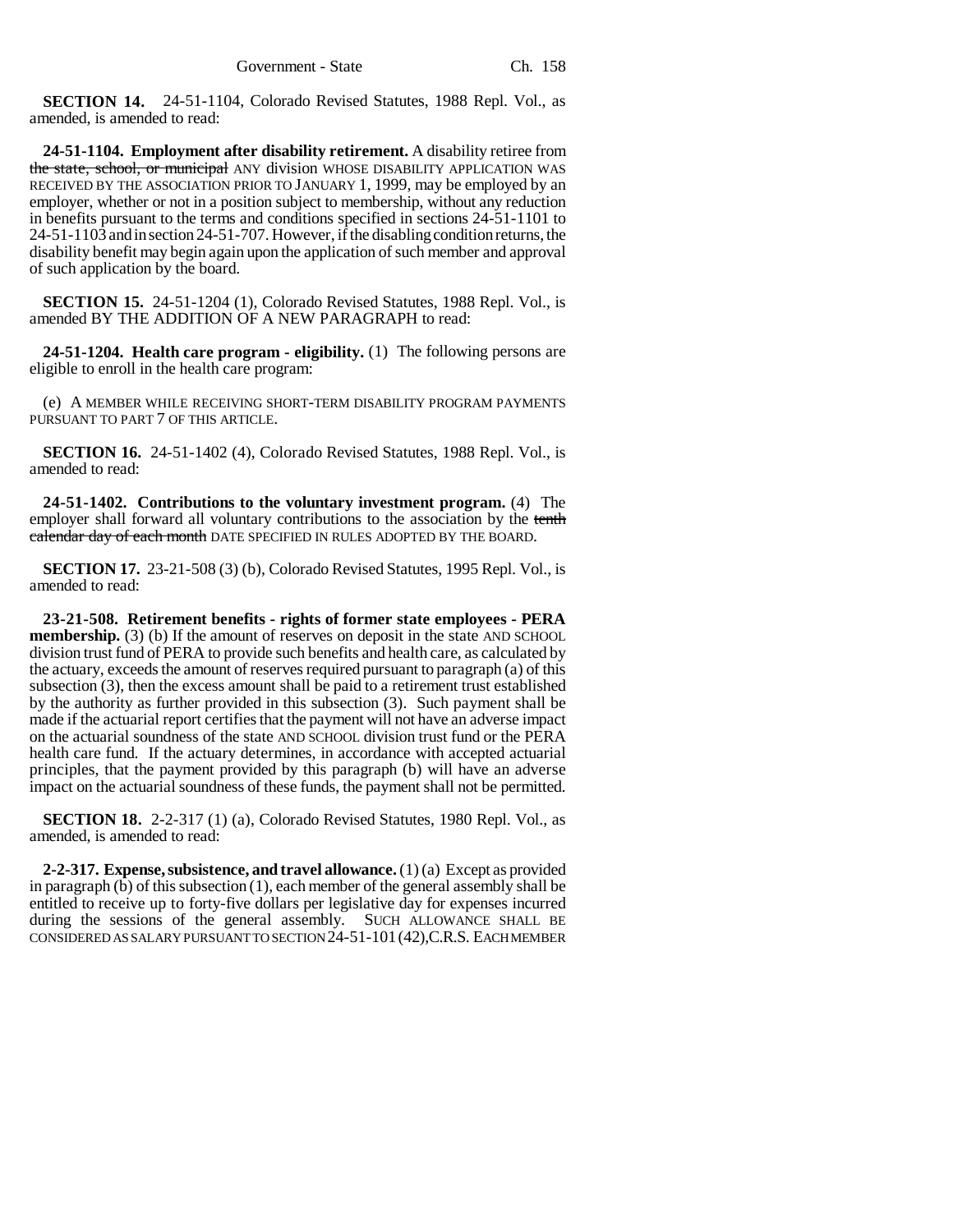**SECTION 14.** 24-51-1104, Colorado Revised Statutes, 1988 Repl. Vol., as amended, is amended to read:

**24-51-1104. Employment after disability retirement.** A disability retiree from ~~the state, school, or municipal~~ ANY division WHOSE DISABILITY APPLICATION WAS RECEIVED BY THE ASSOCIATION PRIOR TO JANUARY 1, 1999, may be employed by an employer, whether or not in a position subject to membership, without any reduction in benefits pursuant to the terms and conditions specified in sections 24-51-1101 to 24-51-1103 and in section 24-51-707. However, if the disabling condition returns, the disability benefit may begin again upon the application of such member and approval of such application by the board.

**SECTION 15.** 24-51-1204 (1), Colorado Revised Statutes, 1988 Repl. Vol., is amended BY THE ADDITION OF A NEW PARAGRAPH to read:

**24-51-1204. Health care program - eligibility.** (1) The following persons are eligible to enroll in the health care program:

(e) A MEMBER WHILE RECEIVING SHORT-TERM DISABILITY PROGRAM PAYMENTS PURSUANT TO PART 7 OF THIS ARTICLE.

**SECTION 16.** 24-51-1402 (4), Colorado Revised Statutes, 1988 Repl. Vol., is amended to read:

**24-51-1402. Contributions to the voluntary investment program.** (4) The employer shall forward all voluntary contributions to the association by the ~~tenth calendar day of each month~~ DATE SPECIFIED IN RULES ADOPTED BY THE BOARD.

**SECTION 17.** 23-21-508 (3) (b), Colorado Revised Statutes, 1995 Repl. Vol., is amended to read:

**23-21-508. Retirement benefits - rights of former state employees - PERA membership.** (3) (b) If the amount of reserves on deposit in the state AND SCHOOL division trust fund of PERA to provide such benefits and health care, as calculated by the actuary, exceeds the amount of reserves required pursuant to paragraph (a) of this subsection (3), then the excess amount shall be paid to a retirement trust established by the authority as further provided in this subsection (3). Such payment shall be made if the actuarial report certifies that the payment will not have an adverse impact on the actuarial soundness of the state AND SCHOOL division trust fund or the PERA health care fund. If the actuary determines, in accordance with accepted actuarial principles, that the payment provided by this paragraph (b) will have an adverse impact on the actuarial soundness of these funds, the payment shall not be permitted.

**SECTION 18.** 2-2-317 (1) (a), Colorado Revised Statutes, 1980 Repl. Vol., as amended, is amended to read:

**2-2-317. Expense, subsistence, and travel allowance.** (1) (a) Except as provided in paragraph (b) of this subsection (1), each member of the general assembly shall be entitled to receive up to forty-five dollars per legislative day for expenses incurred during the sessions of the general assembly. SUCH ALLOWANCE SHALL BE CONSIDERED AS SALARY PURSUANT TO SECTION 24-51-101 (42), C.R.S. EACH MEMBER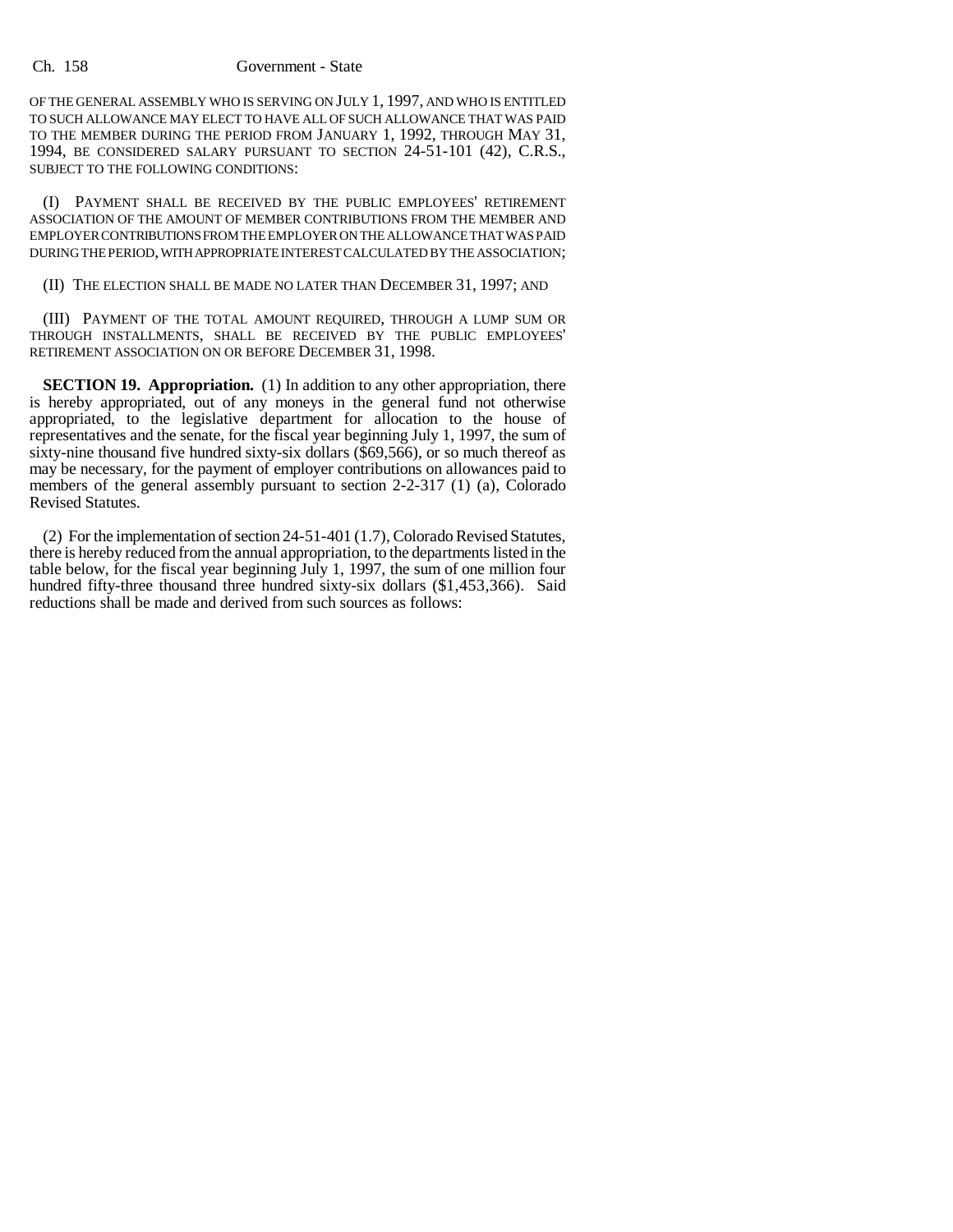OF THE GENERAL ASSEMBLY WHO IS SERVING ON JULY 1, 1997, AND WHO IS ENTITLED TO SUCH ALLOWANCE MAY ELECT TO HAVE ALL OF SUCH ALLOWANCE THAT WAS PAID TO THE MEMBER DURING THE PERIOD FROM JANUARY 1, 1992, THROUGH MAY 31, 1994, BE CONSIDERED SALARY PURSUANT TO SECTION 24-51-101 (42), C.R.S., SUBJECT TO THE FOLLOWING CONDITIONS:

(I) PAYMENT SHALL BE RECEIVED BY THE PUBLIC EMPLOYEES' RETIREMENT ASSOCIATION OF THE AMOUNT OF MEMBER CONTRIBUTIONS FROM THE MEMBER AND EMPLOYER CONTRIBUTIONS FROM THE EMPLOYER ON THE ALLOWANCE THAT WAS PAID DURING THE PERIOD, WITH APPROPRIATE INTEREST CALCULATED BY THE ASSOCIATION;

(II) THE ELECTION SHALL BE MADE NO LATER THAN DECEMBER 31, 1997; AND

(III) PAYMENT OF THE TOTAL AMOUNT REQUIRED, THROUGH A LUMP SUM OR THROUGH INSTALLMENTS, SHALL BE RECEIVED BY THE PUBLIC EMPLOYEES' RETIREMENT ASSOCIATION ON OR BEFORE DECEMBER 31, 1998.

**SECTION 19. Appropriation.** (1) In addition to any other appropriation, there is hereby appropriated, out of any moneys in the general fund not otherwise appropriated, to the legislative department for allocation to the house of representatives and the senate, for the fiscal year beginning July 1, 1997, the sum of sixty-nine thousand five hundred sixty-six dollars ($69,566), or so much thereof as may be necessary, for the payment of employer contributions on allowances paid to members of the general assembly pursuant to section 2-2-317 (1) (a), Colorado Revised Statutes.

(2) For the implementation of section 24-51-401 (1.7), Colorado Revised Statutes, there is hereby reduced from the annual appropriation, to the departments listed in the table below, for the fiscal year beginning July 1, 1997, the sum of one million four hundred fifty-three thousand three hundred sixty-six dollars ($1,453,366). Said reductions shall be made and derived from such sources as follows: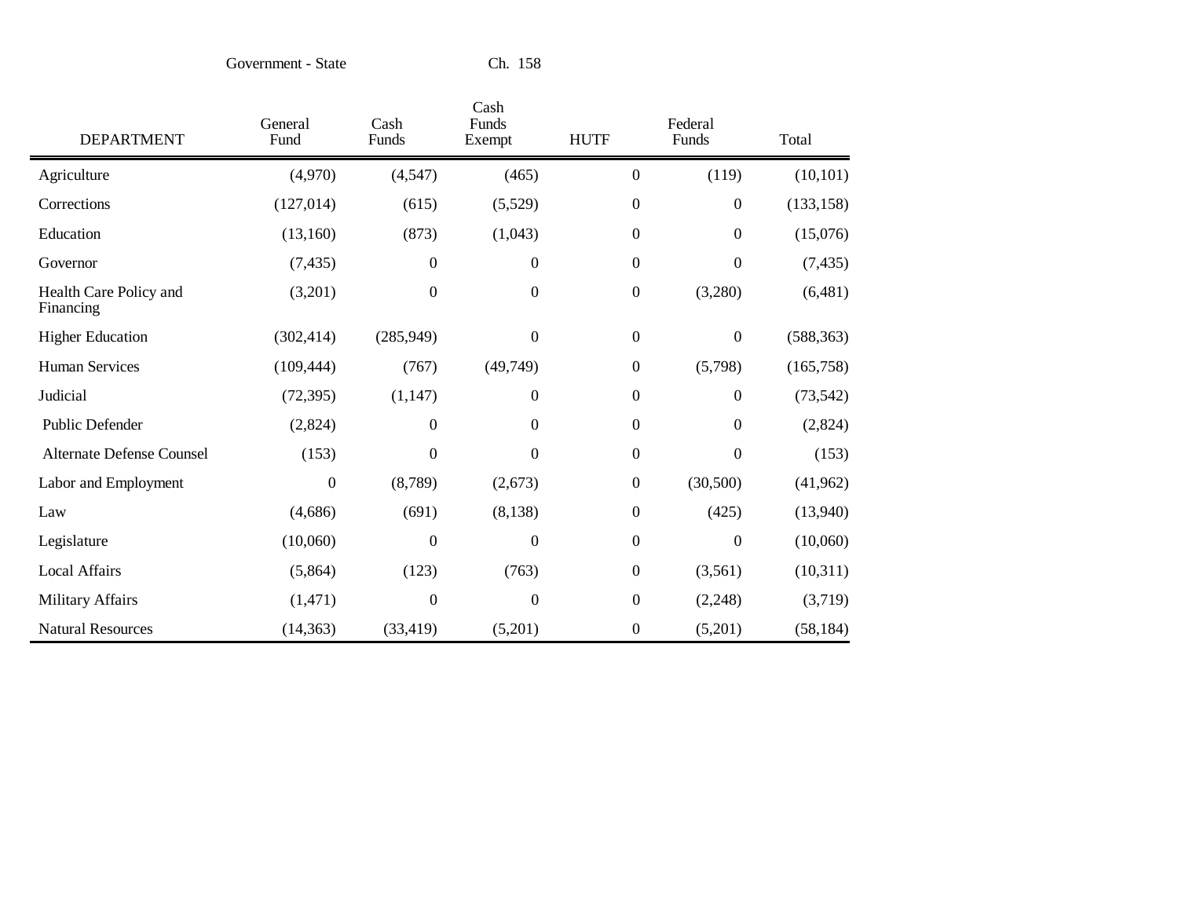| DEPARTMENT | General Fund | Cash Funds | Cash Funds Exempt | HUTF | Federal Funds | Total |
|---|---|---|---|---|---|---|
| Agriculture | (4,970) | (4,547) | (465) | 0 | (119) | (10,101) |
| Corrections | (127,014) | (615) | (5,529) | 0 | 0 | (133,158) |
| Education | (13,160) | (873) | (1,043) | 0 | 0 | (15,076) |
| Governor | (7,435) | 0 | 0 | 0 | 0 | (7,435) |
| Health Care Policy and Financing | (3,201) | 0 | 0 | 0 | (3,280) | (6,481) |
| Higher Education | (302,414) | (285,949) | 0 | 0 | 0 | (588,363) |
| Human Services | (109,444) | (767) | (49,749) | 0 | (5,798) | (165,758) |
| Judicial | (72,395) | (1,147) | 0 | 0 | 0 | (73,542) |
| Public Defender | (2,824) | 0 | 0 | 0 | 0 | (2,824) |
| Alternate Defense Counsel | (153) | 0 | 0 | 0 | 0 | (153) |
| Labor and Employment | 0 | (8,789) | (2,673) | 0 | (30,500) | (41,962) |
| Law | (4,686) | (691) | (8,138) | 0 | (425) | (13,940) |
| Legislature | (10,060) | 0 | 0 | 0 | 0 | (10,060) |
| Local Affairs | (5,864) | (123) | (763) | 0 | (3,561) | (10,311) |
| Military Affairs | (1,471) | 0 | 0 | 0 | (2,248) | (3,719) |
| Natural Resources | (14,363) | (33,419) | (5,201) | 0 | (5,201) | (58,184) |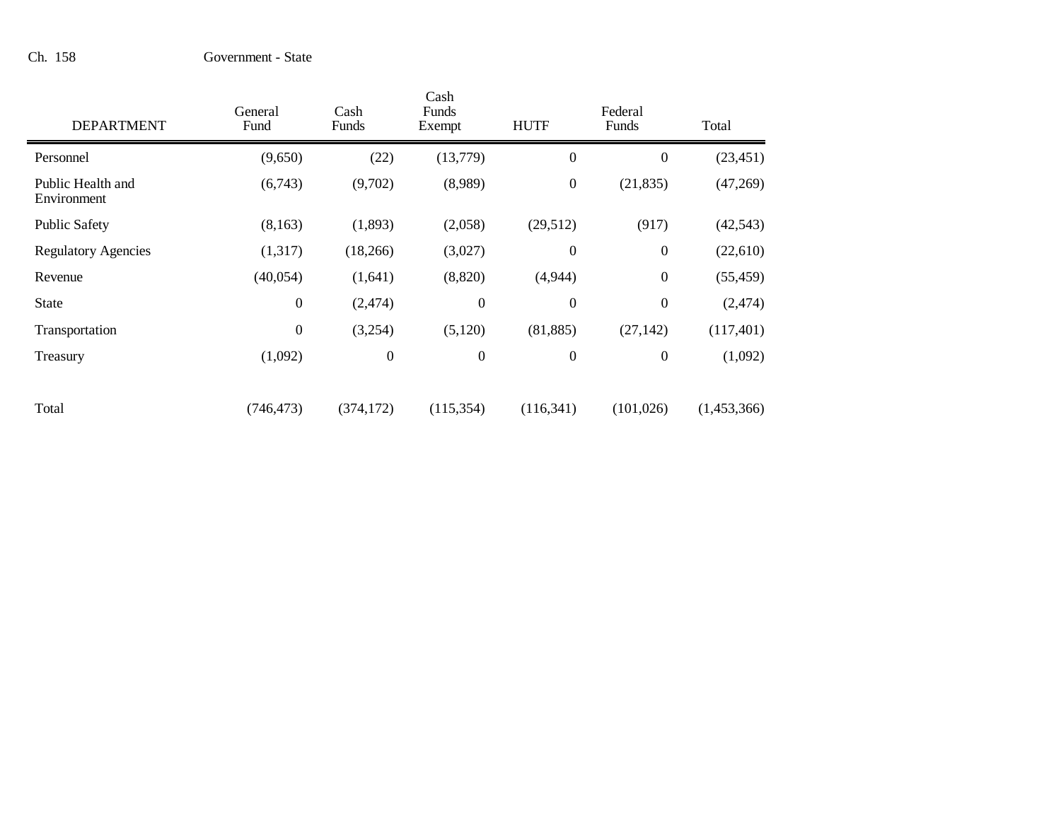| DEPARTMENT | General Fund | Cash Funds | Cash Funds Exempt | HUTF | Federal Funds | Total |
|---|---|---|---|---|---|---|
| Personnel | (9,650) | (22) | (13,779) | 0 | 0 | (23,451) |
| Public Health and Environment | (6,743) | (9,702) | (8,989) | 0 | (21,835) | (47,269) |
| Public Safety | (8,163) | (1,893) | (2,058) | (29,512) | (917) | (42,543) |
| Regulatory Agencies | (1,317) | (18,266) | (3,027) | 0 | 0 | (22,610) |
| Revenue | (40,054) | (1,641) | (8,820) | (4,944) | 0 | (55,459) |
| State | 0 | (2,474) | 0 | 0 | 0 | (2,474) |
| Transportation | 0 | (3,254) | (5,120) | (81,885) | (27,142) | (117,401) |
| Treasury | (1,092) | 0 | 0 | 0 | 0 | (1,092) |
| Total | (746,473) | (374,172) | (115,354) | (116,341) | (101,026) | (1,453,366) |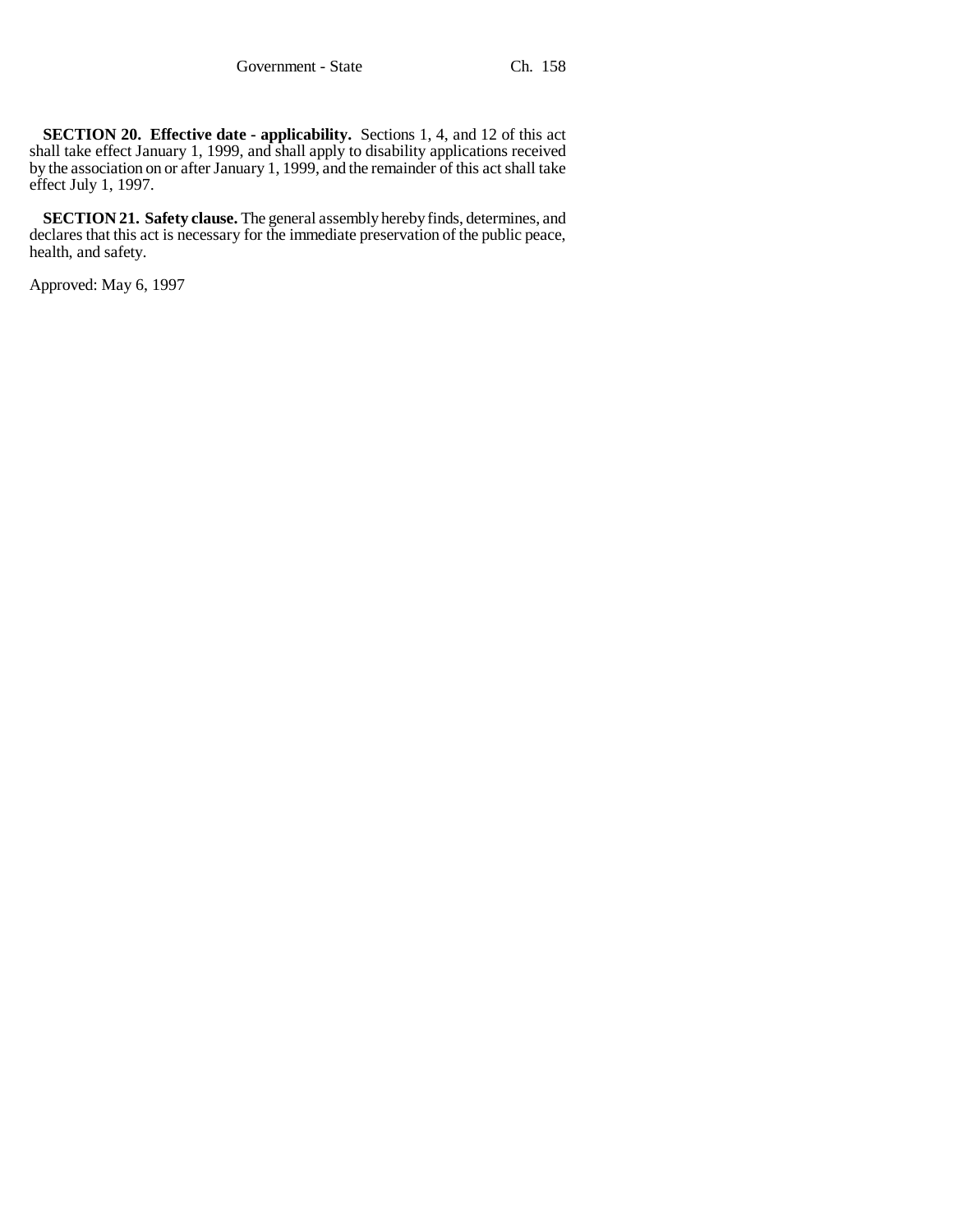**SECTION 20. Effective date - applicability.** Sections 1, 4, and 12 of this act shall take effect January 1, 1999, and shall apply to disability applications received by the association on or after January 1, 1999, and the remainder of this act shall take effect July 1, 1997.

**SECTION 21. Safety clause.** The general assembly hereby finds, determines, and declares that this act is necessary for the immediate preservation of the public peace, health, and safety.

Approved: May 6, 1997